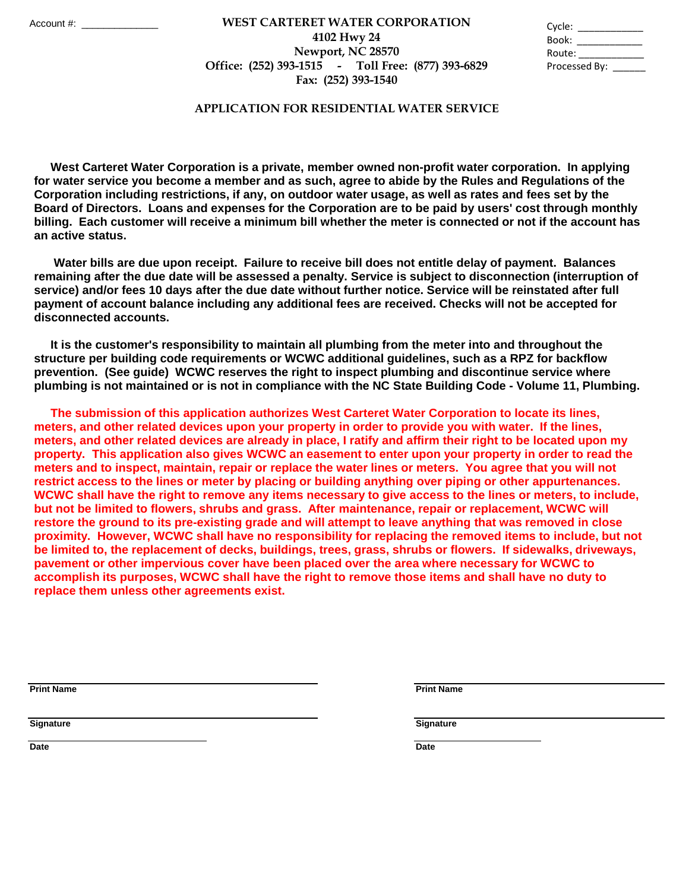Account #: ______________

**WEST CARTERET WATER CORPORATION**
**4102 Hwy 24**
**Newport, NC 28570**
**Office: (252) 393-1515 - Toll Free: (877) 393-6829**
**Fax: (252) 393-1540**

Cycle: ___________
Book: ___________
Route: ___________
Processed By: ______

## APPLICATION FOR RESIDENTIAL WATER SERVICE

**West Carteret Water Corporation is a private, member owned non-profit water corporation. In applying for water service you become a member and as such, agree to abide by the Rules and Regulations of the Corporation including restrictions, if any, on outdoor water usage, as well as rates and fees set by the Board of Directors. Loans and expenses for the Corporation are to be paid by users' cost through monthly billing. Each customer will receive a minimum bill whether the meter is connected or not if the account has an active status.**

**Water bills are due upon receipt. Failure to receive bill does not entitle delay of payment. Balances remaining after the due date will be assessed a penalty. Service is subject to disconnection (interruption of service) and/or fees 10 days after the due date without further notice. Service will be reinstated after full payment of account balance including any additional fees are received. Checks will not be accepted for disconnected accounts.**

**It is the customer's responsibility to maintain all plumbing from the meter into and throughout the structure per building code requirements or WCWC additional guidelines, such as a RPZ for backflow prevention. (See guide) WCWC reserves the right to inspect plumbing and discontinue service where plumbing is not maintained or is not in compliance with the NC State Building Code - Volume 11, Plumbing.**

**The submission of this application authorizes West Carteret Water Corporation to locate its lines, meters, and other related devices upon your property in order to provide you with water. If the lines, meters, and other related devices are already in place, I ratify and affirm their right to be located upon my property. This application also gives WCWC an easement to enter upon your property in order to read the meters and to inspect, maintain, repair or replace the water lines or meters. You agree that you will not restrict access to the lines or meter by placing or building anything over piping or other appurtenances. WCWC shall have the right to remove any items necessary to give access to the lines or meters, to include, but not be limited to flowers, shrubs and grass. After maintenance, repair or replacement, WCWC will restore the ground to its pre-existing grade and will attempt to leave anything that was removed in close proximity. However, WCWC shall have no responsibility for replacing the removed items to include, but not be limited to, the replacement of decks, buildings, trees, grass, shrubs or flowers. If sidewalks, driveways, pavement or other impervious cover have been placed over the area where necessary for WCWC to accomplish its purposes, WCWC shall have the right to remove those items and shall have no duty to replace them unless other agreements exist.**

| | |
|---|---|
| ______________________________ | ______________________________ |
| **Print Name** | **Print Name** |
| ______________________________ | ______________________________ |
| **Signature** | **Signature** |
| ____________________ | ____________________ |
| **Date** | **Date** |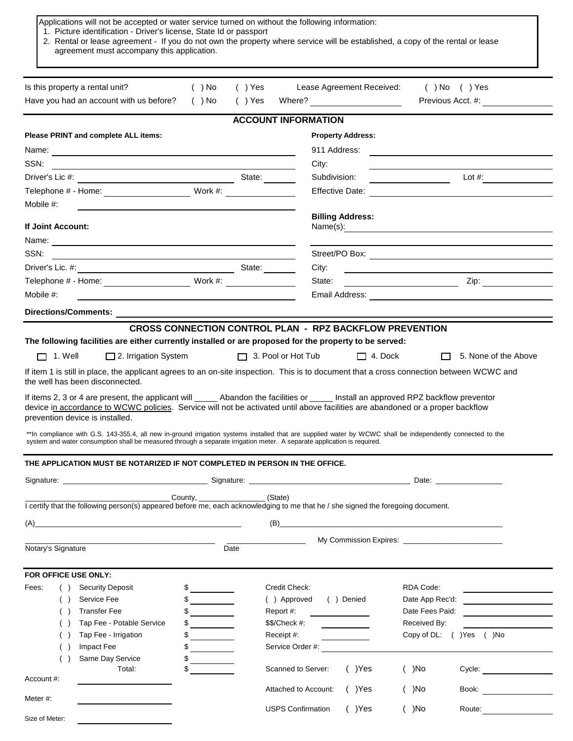Applications will not be accepted or water service turned on without the following information:

1. Picture identification - Driver's license, State Id or passport
2. Rental or lease agreement - If you do not own the property where service will be established, a copy of the rental or lease agreement must accompany this application.

Is this property a rental unit? ( ) No ( ) Yes Lease Agreement Received: ( ) No ( ) Yes

Have you had an account with us before? ( ) No ( ) Yes Where? ____________ Previous Acct. #: ____________

## ACCOUNT INFORMATION

**Please PRINT and complete ALL items:**

Name: ____________

SSN: ____________

Driver's Lic #: ____________ State: ______

Telephone # - Home: ____________ Work #: ____________

Mobile #: ____________

**If Joint Account:**

Name: ____________

SSN: ____________

Driver's Lic. #: ____________ State: ______

Telephone # - Home: ____________ Work #: ____________

Mobile #: ____________

**Property Address:**

911 Address: ____________

City: ____________

Subdivision: ____________ Lot #: ____________

Effective Date: ____________

**Billing Address:**

Name(s): ____________

Street/PO Box: ____________

City: ____________

State: ____________ Zip: ____________

Email Address: ____________

**Directions/Comments:** ____________

## CROSS CONNECTION CONTROL PLAN - RPZ BACKFLOW PREVENTION

**The following facilities are either currently installed or are proposed for the property to be served:**

☐ 1. Well ☐ 2. Irrigation System ☐ 3. Pool or Hot Tub ☐ 4. Dock ☐ 5. None of the Above

If item 1 is still in place, the applicant agrees to an on-site inspection. This is to document that a cross connection between WCWC and the well has been disconnected.

If items 2, 3 or 4 are present, the applicant will _____ Abandon the facilities or _____ Install an approved RPZ backflow preventor device in accordance to WCWC policies. Service will not be activated until above facilities are abandoned or a proper backflow prevention device is installed.

**In compliance with G.S. 143-355.4, all new in-ground irrigation systems installed that are supplied water by WCWC shall be independently connected to the system and water consumption shall be measured through a separate irrigation meter. A separate application is required.

**THE APPLICATION MUST BE NOTARIZED IF NOT COMPLETED IN PERSON IN THE OFFICE.**

Signature: ____________ Signature: ____________ Date: ____________

____________ County, ____________ (State)

I certify that the following person(s) appeared before me, each acknowledging to me that he / she signed the foregoing document.

(A)____________ (B)____________

____________ ____________ ____________ My Commission Expires: ____________

Notary's Signature Date

**FOR OFFICE USE ONLY:**

| | | | | | |
|---|---|---|---|---|---|
| Fees: ( ) Security Deposit | $ ______ | Credit Check: | | RDA Code: | ______ |
| ( ) Service Fee | $ ______ | ( ) Approved ( ) Denied | | Date App Rec'd: | ______ |
| ( ) Transfer Fee | $ ______ | Report #: | ______ | Date Fees Paid: | ______ |
| ( ) Tap Fee - Potable Service | $ ______ | $$/Check #: | ______ | Received By: | ______ |
| ( ) Tap Fee - Irrigation | $ ______ | Receipt #: | ______ | Copy of DL: ( )Yes ( )No | |
| ( ) Impact Fee | $ ______ | Service Order #: | ______ | | |
| ( ) Same Day Service | $ ______ | | | | |
| Total: | $ ______ | Scanned to Server: | ( )Yes ( )No | Cycle: | ______ |
| Account #: ______ | | Attached to Account: | ( )Yes ( )No | Book: | ______ |
| Meter #: ______ | | USPS Confirmation | ( )Yes ( )No | Route: | ______ |
| Size of Meter: ______ | | | | | |